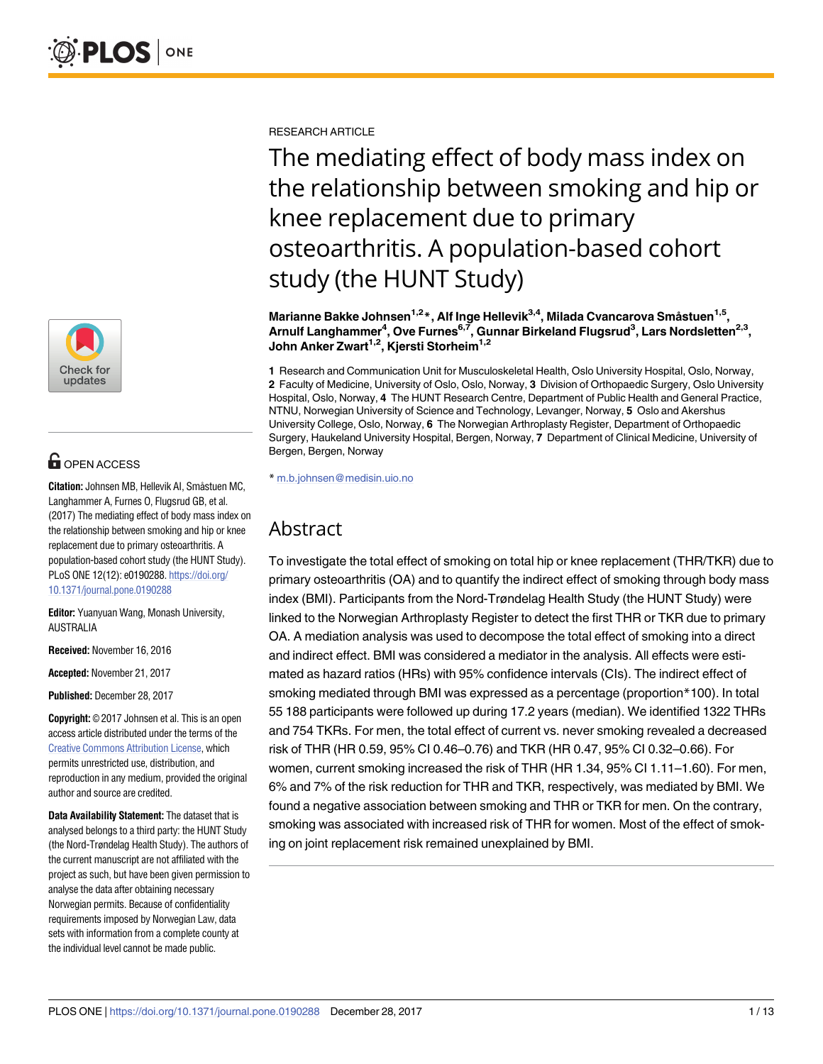RESEARCH ARTICLE

# The mediating effect of body mass index on the relationship between smoking and hip or knee replacement due to primary osteoarthritis. A population-based cohort study (the HUNT Study)

**Marianne Bakke Johnsen[1,2]*, Alf Inge Hellevik[3,4], Milada Cvancarova Småstuen[1,5], Arnulf Langhammer[4], Ove Furnes[6,7], Gunnar Birkeland Flugsrud[3], Lars Nordsletten[2,3], John Anker Zwart[1,2], Kjersti Storheim[1,2]**

**1** Research and Communication Unit for Musculoskeletal Health, Oslo University Hospital, Oslo, Norway, **2** Faculty of Medicine, University of Oslo, Oslo, Norway, **3** Division of Orthopaedic Surgery, Oslo University Hospital, Oslo, Norway, **4** The HUNT Research Centre, Department of Public Health and General Practice, NTNU, Norwegian University of Science and Technology, Levanger, Norway, **5** Oslo and Akershus University College, Oslo, Norway, **6** The Norwegian Arthroplasty Register, Department of Orthopaedic Surgery, Haukeland University Hospital, Bergen, Norway, **7** Department of Clinical Medicine, University of Bergen, Bergen, Norway

* m.b.johnsen@medisin.uio.no

## Abstract

To investigate the total effect of smoking on total hip or knee replacement (THR/TKR) due to primary osteoarthritis (OA) and to quantify the indirect effect of smoking through body mass index (BMI). Participants from the Nord-Trøndelag Health Study (the HUNT Study) were linked to the Norwegian Arthroplasty Register to detect the first THR or TKR due to primary OA. A mediation analysis was used to decompose the total effect of smoking into a direct and indirect effect. BMI was considered a mediator in the analysis. All effects were estimated as hazard ratios (HRs) with 95% confidence intervals (CIs). The indirect effect of smoking mediated through BMI was expressed as a percentage (proportion*100). In total 55 188 participants were followed up during 17.2 years (median). We identified 1322 THRs and 754 TKRs. For men, the total effect of current vs. never smoking revealed a decreased risk of THR (HR 0.59, 95% CI 0.46–0.76) and TKR (HR 0.47, 95% CI 0.32–0.66). For women, current smoking increased the risk of THR (HR 1.34, 95% CI 1.11–1.60). For men, 6% and 7% of the risk reduction for THR and TKR, respectively, was mediated by BMI. We found a negative association between smoking and THR or TKR for men. On the contrary, smoking was associated with increased risk of THR for women. Most of the effect of smoking on joint replacement risk remained unexplained by BMI.

OPEN ACCESS

**Citation:** Johnsen MB, Hellevik AI, Småstuen MC, Langhammer A, Furnes O, Flugsrud GB, et al. (2017) The mediating effect of body mass index on the relationship between smoking and hip or knee replacement due to primary osteoarthritis. A population-based cohort study (the HUNT Study). PLoS ONE 12(12): e0190288. https://doi.org/10.1371/journal.pone.0190288

**Editor:** Yuanyuan Wang, Monash University, AUSTRALIA

**Received:** November 16, 2016

**Accepted:** November 21, 2017

**Published:** December 28, 2017

**Copyright:** © 2017 Johnsen et al. This is an open access article distributed under the terms of the Creative Commons Attribution License, which permits unrestricted use, distribution, and reproduction in any medium, provided the original author and source are credited.

**Data Availability Statement:** The dataset that is analysed belongs to a third party: the HUNT Study (the Nord-Trøndelag Health Study). The authors of the current manuscript are not affiliated with the project as such, but have been given permission to analyse the data after obtaining necessary Norwegian permits. Because of confidentiality requirements imposed by Norwegian Law, data sets with information from a complete county at the individual level cannot be made public.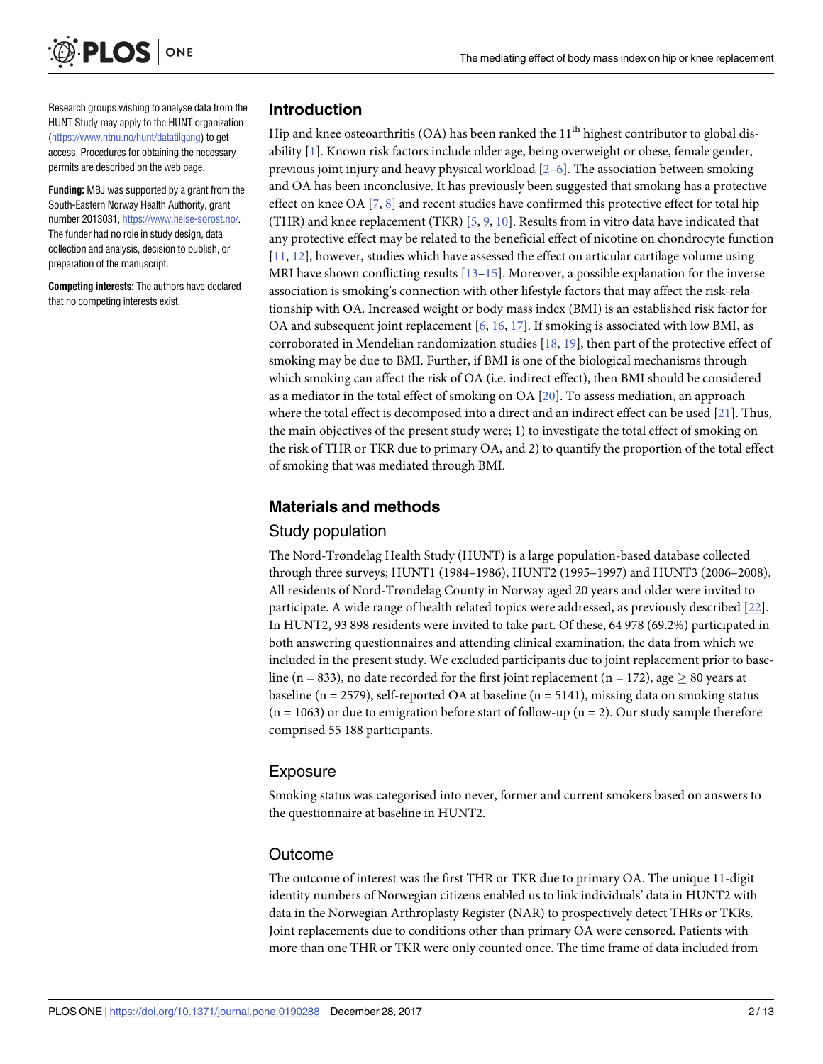Research groups wishing to analyse data from the HUNT Study may apply to the HUNT organization (https://www.ntnu.no/hunt/datatilgang) to get access. Procedures for obtaining the necessary permits are described on the web page.

**Funding:** MBJ was supported by a grant from the South-Eastern Norway Health Authority, grant number 2013031, https://www.helse-sorost.no/. The funder had no role in study design, data collection and analysis, decision to publish, or preparation of the manuscript.

**Competing interests:** The authors have declared that no competing interests exist.

## Introduction

Hip and knee osteoarthritis (OA) has been ranked the 11[th] highest contributor to global disability [1]. Known risk factors include older age, being overweight or obese, female gender, previous joint injury and heavy physical workload [2–6]. The association between smoking and OA has been inconclusive. It has previously been suggested that smoking has a protective effect on knee OA [7, 8] and recent studies have confirmed this protective effect for total hip (THR) and knee replacement (TKR) [5, 9, 10]. Results from in vitro data have indicated that any protective effect may be related to the beneficial effect of nicotine on chondrocyte function [11, 12], however, studies which have assessed the effect on articular cartilage volume using MRI have shown conflicting results [13–15]. Moreover, a possible explanation for the inverse association is smoking's connection with other lifestyle factors that may affect the risk-relationship with OA. Increased weight or body mass index (BMI) is an established risk factor for OA and subsequent joint replacement [6, 16, 17]. If smoking is associated with low BMI, as corroborated in Mendelian randomization studies [18, 19], then part of the protective effect of smoking may be due to BMI. Further, if BMI is one of the biological mechanisms through which smoking can affect the risk of OA (i.e. indirect effect), then BMI should be considered as a mediator in the total effect of smoking on OA [20]. To assess mediation, an approach where the total effect is decomposed into a direct and an indirect effect can be used [21]. Thus, the main objectives of the present study were; 1) to investigate the total effect of smoking on the risk of THR or TKR due to primary OA, and 2) to quantify the proportion of the total effect of smoking that was mediated through BMI.

## Materials and methods

### Study population

The Nord-Trøndelag Health Study (HUNT) is a large population-based database collected through three surveys; HUNT1 (1984–1986), HUNT2 (1995–1997) and HUNT3 (2006–2008). All residents of Nord-Trøndelag County in Norway aged 20 years and older were invited to participate. A wide range of health related topics were addressed, as previously described [22]. In HUNT2, 93 898 residents were invited to take part. Of these, 64 978 (69.2%) participated in both answering questionnaires and attending clinical examination, the data from which we included in the present study. We excluded participants due to joint replacement prior to baseline (n = 833), no date recorded for the first joint replacement (n = 172), age $\geq$ 80 years at baseline (n = 2579), self-reported OA at baseline (n = 5141), missing data on smoking status (n = 1063) or due to emigration before start of follow-up (n = 2). Our study sample therefore comprised 55 188 participants.

### Exposure

Smoking status was categorised into never, former and current smokers based on answers to the questionnaire at baseline in HUNT2.

### Outcome

The outcome of interest was the first THR or TKR due to primary OA. The unique 11-digit identity numbers of Norwegian citizens enabled us to link individuals' data in HUNT2 with data in the Norwegian Arthroplasty Register (NAR) to prospectively detect THRs or TKRs. Joint replacements due to conditions other than primary OA were censored. Patients with more than one THR or TKR were only counted once. The time frame of data included from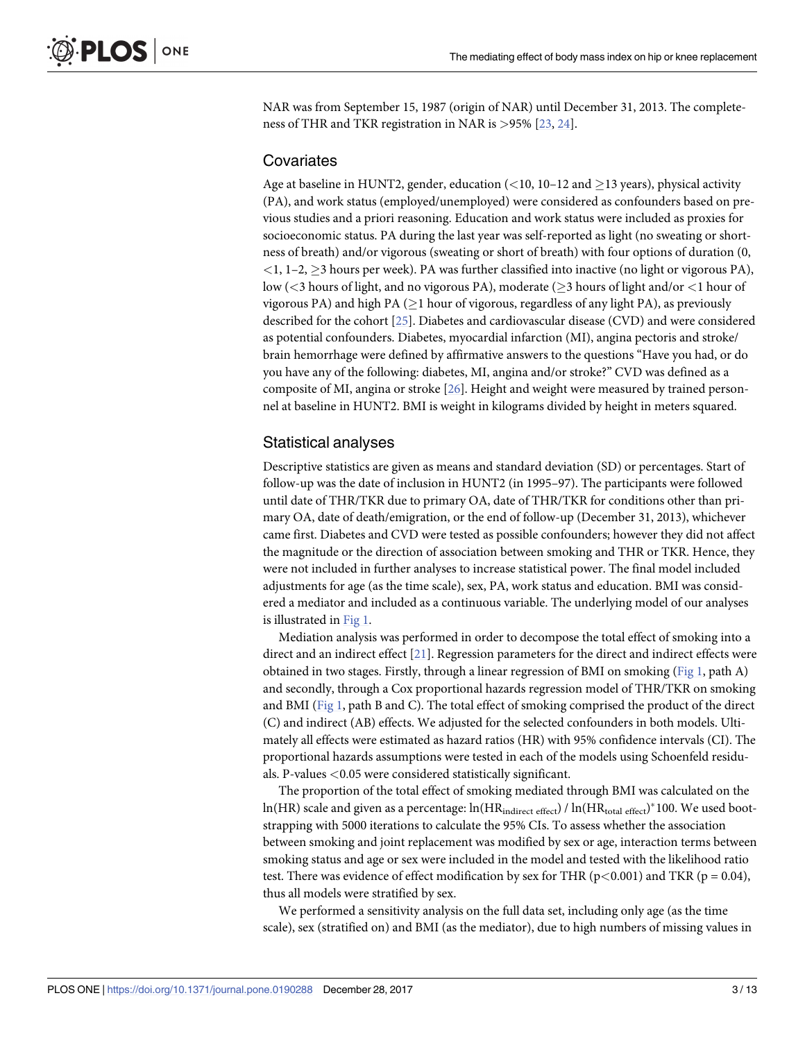NAR was from September 15, 1987 (origin of NAR) until December 31, 2013. The completeness of THR and TKR registration in NAR is >95% [23, 24].

## Covariates

Age at baseline in HUNT2, gender, education (<10, 10–12 and ≥13 years), physical activity (PA), and work status (employed/unemployed) were considered as confounders based on previous studies and a priori reasoning. Education and work status were included as proxies for socioeconomic status. PA during the last year was self-reported as light (no sweating or shortness of breath) and/or vigorous (sweating or short of breath) with four options of duration (0, <1, 1–2, ≥3 hours per week). PA was further classified into inactive (no light or vigorous PA), low (<3 hours of light, and no vigorous PA), moderate (≥3 hours of light and/or <1 hour of vigorous PA) and high PA (≥1 hour of vigorous, regardless of any light PA), as previously described for the cohort [25]. Diabetes and cardiovascular disease (CVD) and were considered as potential confounders. Diabetes, myocardial infarction (MI), angina pectoris and stroke/brain hemorrhage were defined by affirmative answers to the questions "Have you had, or do you have any of the following: diabetes, MI, angina and/or stroke?" CVD was defined as a composite of MI, angina or stroke [26]. Height and weight were measured by trained personnel at baseline in HUNT2. BMI is weight in kilograms divided by height in meters squared.

## Statistical analyses

Descriptive statistics are given as means and standard deviation (SD) or percentages. Start of follow-up was the date of inclusion in HUNT2 (in 1995–97). The participants were followed until date of THR/TKR due to primary OA, date of THR/TKR for conditions other than primary OA, date of death/emigration, or the end of follow-up (December 31, 2013), whichever came first. Diabetes and CVD were tested as possible confounders; however they did not affect the magnitude or the direction of association between smoking and THR or TKR. Hence, they were not included in further analyses to increase statistical power. The final model included adjustments for age (as the time scale), sex, PA, work status and education. BMI was considered a mediator and included as a continuous variable. The underlying model of our analyses is illustrated in Fig 1.

Mediation analysis was performed in order to decompose the total effect of smoking into a direct and an indirect effect [21]. Regression parameters for the direct and indirect effects were obtained in two stages. Firstly, through a linear regression of BMI on smoking (Fig 1, path A) and secondly, through a Cox proportional hazards regression model of THR/TKR on smoking and BMI (Fig 1, path B and C). The total effect of smoking comprised the product of the direct (C) and indirect (AB) effects. We adjusted for the selected confounders in both models. Ultimately all effects were estimated as hazard ratios (HR) with 95% confidence intervals (CI). The proportional hazards assumptions were tested in each of the models using Schoenfeld residuals. P-values <0.05 were considered statistically significant.

The proportion of the total effect of smoking mediated through BMI was calculated on the ln(HR) scale and given as a percentage: $\ln(HR_{\text{indirect effect}}) / \ln(HR_{\text{total effect}})^{*}100$. We used bootstrapping with 5000 iterations to calculate the 95% CIs. To assess whether the association between smoking and joint replacement was modified by sex or age, interaction terms between smoking status and age or sex were included in the model and tested with the likelihood ratio test. There was evidence of effect modification by sex for THR ($p<0.001$) and TKR ($p = 0.04$), thus all models were stratified by sex.

We performed a sensitivity analysis on the full data set, including only age (as the time scale), sex (stratified on) and BMI (as the mediator), due to high numbers of missing values in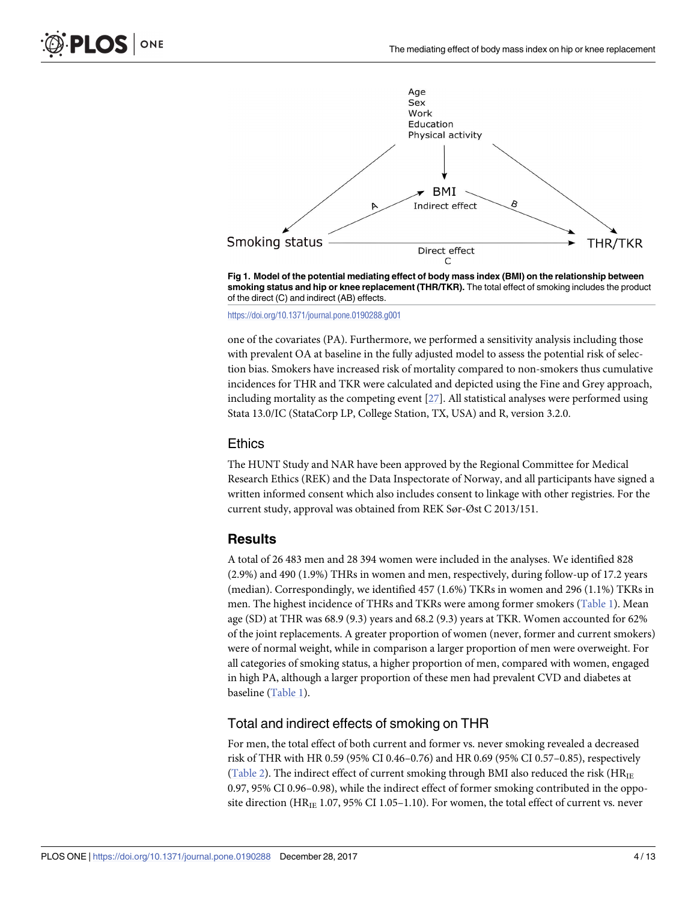Fig 1. **Model of the potential mediating effect of body mass index (BMI) on the relationship between smoking status and hip or knee replacement (THR/TKR).** The total effect of smoking includes the product of the direct (C) and indirect (AB) effects.

https://doi.org/10.1371/journal.pone.0190288.g001

one of the covariates (PA). Furthermore, we performed a sensitivity analysis including those with prevalent OA at baseline in the fully adjusted model to assess the potential risk of selection bias. Smokers have increased risk of mortality compared to non-smokers thus cumulative incidences for THR and TKR were calculated and depicted using the Fine and Grey approach, including mortality as the competing event [27]. All statistical analyses were performed using Stata 13.0/IC (StataCorp LP, College Station, TX, USA) and R, version 3.2.0.

## Ethics

The HUNT Study and NAR have been approved by the Regional Committee for Medical Research Ethics (REK) and the Data Inspectorate of Norway, and all participants have signed a written informed consent which also includes consent to linkage with other registries. For the current study, approval was obtained from REK Sør-Øst C 2013/151.

# Results

A total of 26 483 men and 28 394 women were included in the analyses. We identified 828 (2.9%) and 490 (1.9%) THRs in women and men, respectively, during follow-up of 17.2 years (median). Correspondingly, we identified 457 (1.6%) TKRs in women and 296 (1.1%) TKRs in men. The highest incidence of THRs and TKRs were among former smokers (Table 1). Mean age (SD) at THR was 68.9 (9.3) years and 68.2 (9.3) years at TKR. Women accounted for 62% of the joint replacements. A greater proportion of women (never, former and current smokers) were of normal weight, while in comparison a larger proportion of men were overweight. For all categories of smoking status, a higher proportion of men, compared with women, engaged in high PA, although a larger proportion of these men had prevalent CVD and diabetes at baseline (Table 1).

## Total and indirect effects of smoking on THR

For men, the total effect of both current and former vs. never smoking revealed a decreased risk of THR with HR 0.59 (95% CI 0.46–0.76) and HR 0.69 (95% CI 0.57–0.85), respectively (Table 2). The indirect effect of current smoking through BMI also reduced the risk ($HR_{IE}$ 0.97, 95% CI 0.96–0.98), while the indirect effect of former smoking contributed in the opposite direction ($HR_{IE}$ 1.07, 95% CI 1.05–1.10). For women, the total effect of current vs. never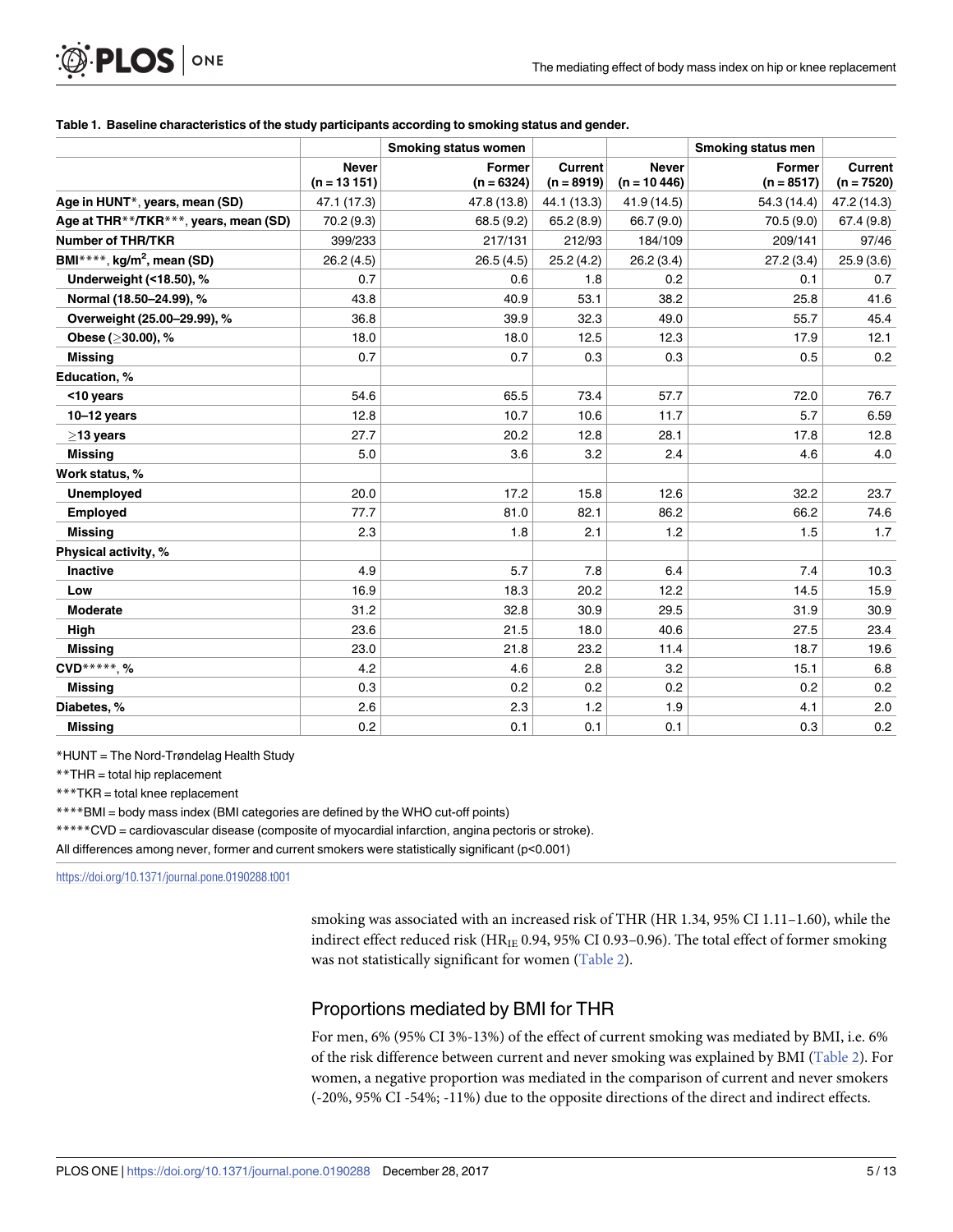**Table 1. Baseline characteristics of the study participants according to smoking status and gender.**

| | Smoking status women | | | Smoking status men | | |
|---|---|---|---|---|---|---|
| | Never (n = 13 151) | Former (n = 6324) | Current (n = 8919) | Never (n = 10 446) | Former (n = 8517) | Current (n = 7520) |
| **Age in HUNT*, years, mean (SD)** | 47.1 (17.3) | 47.8 (13.8) | 44.1 (13.3) | 41.9 (14.5) | 54.3 (14.4) | 47.2 (14.3) |
| **Age at THR**/TKR***, years, mean (SD)** | 70.2 (9.3) | 68.5 (9.2) | 65.2 (8.9) | 66.7 (9.0) | 70.5 (9.0) | 67.4 (9.8) |
| **Number of THR/TKR** | 399/233 | 217/131 | 212/93 | 184/109 | 209/141 | 97/46 |
| **BMI****, kg/m$^2$, mean (SD)** | 26.2 (4.5) | 26.5 (4.5) | 25.2 (4.2) | 26.2 (3.4) | 27.2 (3.4) | 25.9 (3.6) |
| **Underweight (<18.50), %** | 0.7 | 0.6 | 1.8 | 0.2 | 0.1 | 0.7 |
| **Normal (18.50–24.99), %** | 43.8 | 40.9 | 53.1 | 38.2 | 25.8 | 41.6 |
| **Overweight (25.00–29.99), %** | 36.8 | 39.9 | 32.3 | 49.0 | 55.7 | 45.4 |
| **Obese (≥30.00), %** | 18.0 | 18.0 | 12.5 | 12.3 | 17.9 | 12.1 |
| **Missing** | 0.7 | 0.7 | 0.3 | 0.3 | 0.5 | 0.2 |
| **Education, %** | | | | | | |
| **<10 years** | 54.6 | 65.5 | 73.4 | 57.7 | 72.0 | 76.7 |
| **10–12 years** | 12.8 | 10.7 | 10.6 | 11.7 | 5.7 | 6.59 |
| **≥13 years** | 27.7 | 20.2 | 12.8 | 28.1 | 17.8 | 12.8 |
| **Missing** | 5.0 | 3.6 | 3.2 | 2.4 | 4.6 | 4.0 |
| **Work status, %** | | | | | | |
| **Unemployed** | 20.0 | 17.2 | 15.8 | 12.6 | 32.2 | 23.7 |
| **Employed** | 77.7 | 81.0 | 82.1 | 86.2 | 66.2 | 74.6 |
| **Missing** | 2.3 | 1.8 | 2.1 | 1.2 | 1.5 | 1.7 |
| **Physical activity, %** | | | | | | |
| **Inactive** | 4.9 | 5.7 | 7.8 | 6.4 | 7.4 | 10.3 |
| **Low** | 16.9 | 18.3 | 20.2 | 12.2 | 14.5 | 15.9 |
| **Moderate** | 31.2 | 32.8 | 30.9 | 29.5 | 31.9 | 30.9 |
| **High** | 23.6 | 21.5 | 18.0 | 40.6 | 27.5 | 23.4 |
| **Missing** | 23.0 | 21.8 | 23.2 | 11.4 | 18.7 | 19.6 |
| **CVD*****, %** | 4.2 | 4.6 | 2.8 | 3.2 | 15.1 | 6.8 |
| **Missing** | 0.3 | 0.2 | 0.2 | 0.2 | 0.2 | 0.2 |
| **Diabetes, %** | 2.6 | 2.3 | 1.2 | 1.9 | 4.1 | 2.0 |
| **Missing** | 0.2 | 0.1 | 0.1 | 0.1 | 0.3 | 0.2 |

*HUNT = The Nord-Trøndelag Health Study

**THR = total hip replacement

***TKR = total knee replacement

****BMI = body mass index (BMI categories are defined by the WHO cut-off points)

*****CVD = cardiovascular disease (composite of myocardial infarction, angina pectoris or stroke).

All differences among never, former and current smokers were statistically significant (p<0.001)

https://doi.org/10.1371/journal.pone.0190288.t001

smoking was associated with an increased risk of THR (HR 1.34, 95% CI 1.11–1.60), while the indirect effect reduced risk ($HR_{IE}$ 0.94, 95% CI 0.93–0.96). The total effect of former smoking was not statistically significant for women (Table 2).

## Proportions mediated by BMI for THR

For men, 6% (95% CI 3%-13%) of the effect of current smoking was mediated by BMI, i.e. 6% of the risk difference between current and never smoking was explained by BMI (Table 2). For women, a negative proportion was mediated in the comparison of current and never smokers (-20%, 95% CI -54%; -11%) due to the opposite directions of the direct and indirect effects.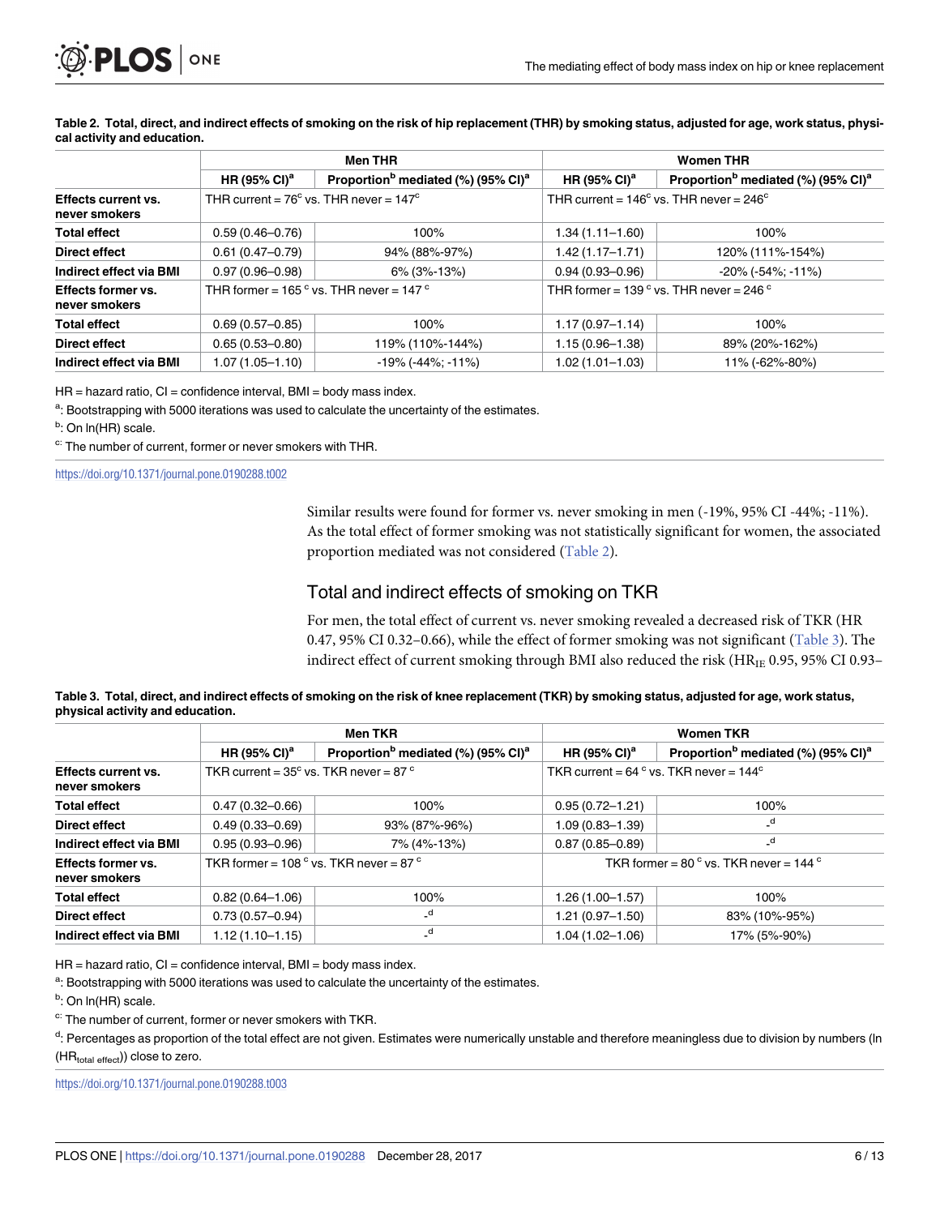**Table 2. Total, direct, and indirect effects of smoking on the risk of hip replacement (THR) by smoking status, adjusted for age, work status, physical activity and education.**

| | Men THR | | Women THR | |
|---|---|---|---|---|
| | HR (95% CI)[a] | Proportion[b] mediated (%) (95% CI)[a] | HR (95% CI)[a] | Proportion[b] mediated (%) (95% CI)[a] |
| **Effects current vs. never smokers** | THR current = 76[c] vs. THR never = 147[c] | | THR current = 146[c] vs. THR never = 246[c] | |
| **Total effect** | 0.59 (0.46–0.76) | 100% | 1.34 (1.11–1.60) | 100% |
| **Direct effect** | 0.61 (0.47–0.79) | 94% (88%-97%) | 1.42 (1.17–1.71) | 120% (111%-154%) |
| **Indirect effect via BMI** | 0.97 (0.96–0.98) | 6% (3%-13%) | 0.94 (0.93–0.96) | -20% (-54%; -11%) |
| **Effects former vs. never smokers** | THR former = 165 [c] vs. THR never = 147 [c] | | THR former = 139 [c] vs. THR never = 246 [c] | |
| **Total effect** | 0.69 (0.57–0.85) | 100% | 1.17 (0.97–1.14) | 100% |
| **Direct effect** | 0.65 (0.53–0.80) | 119% (110%-144%) | 1.15 (0.96–1.38) | 89% (20%-162%) |
| **Indirect effect via BMI** | 1.07 (1.05–1.10) | -19% (-44%; -11%) | 1.02 (1.01–1.03) | 11% (-62%-80%) |

HR = hazard ratio, CI = confidence interval, BMI = body mass index.

[a]: Bootstrapping with 5000 iterations was used to calculate the uncertainty of the estimates.

[b]: On ln(HR) scale.

[c]: The number of current, former or never smokers with THR.

https://doi.org/10.1371/journal.pone.0190288.t002

Similar results were found for former vs. never smoking in men (-19%, 95% CI -44%; -11%). As the total effect of former smoking was not statistically significant for women, the associated proportion mediated was not considered (Table 2).

## Total and indirect effects of smoking on TKR

For men, the total effect of current vs. never smoking revealed a decreased risk of TKR (HR 0.47, 95% CI 0.32–0.66), while the effect of former smoking was not significant (Table 3). The indirect effect of current smoking through BMI also reduced the risk ($HR_{IE}$ 0.95, 95% CI 0.93–

**Table 3. Total, direct, and indirect effects of smoking on the risk of knee replacement (TKR) by smoking status, adjusted for age, work status, physical activity and education.**

| | Men TKR | | Women TKR | |
|---|---|---|---|---|
| | HR (95% CI)[a] | Proportion[b] mediated (%) (95% CI)[a] | HR (95% CI)[a] | Proportion[b] mediated (%) (95% CI)[a] |
| **Effects current vs. never smokers** | TKR current = 35[c] vs. TKR never = 87 [c] | | TKR current = 64 [c] vs. TKR never = 144[c] | |
| **Total effect** | 0.47 (0.32–0.66) | 100% | 0.95 (0.72–1.21) | 100% |
| **Direct effect** | 0.49 (0.33–0.69) | 93% (87%-96%) | 1.09 (0.83–1.39) | -[d] |
| **Indirect effect via BMI** | 0.95 (0.93–0.96) | 7% (4%-13%) | 0.87 (0.85–0.89) | -[d] |
| **Effects former vs. never smokers** | TKR former = 108 [c] vs. TKR never = 87 [c] | | TKR former = 80 [c] vs. TKR never = 144 [c] | |
| **Total effect** | 0.82 (0.64–1.06) | 100% | 1.26 (1.00–1.57) | 100% |
| **Direct effect** | 0.73 (0.57–0.94) | -[d] | 1.21 (0.97–1.50) | 83% (10%-95%) |
| **Indirect effect via BMI** | 1.12 (1.10–1.15) | -[d] | 1.04 (1.02–1.06) | 17% (5%-90%) |

HR = hazard ratio, CI = confidence interval, BMI = body mass index.

[a]: Bootstrapping with 5000 iterations was used to calculate the uncertainty of the estimates.

[b]: On ln(HR) scale.

[c]: The number of current, former or never smokers with TKR.

[d]: Percentages as proportion of the total effect are not given. Estimates were numerically unstable and therefore meaningless due to division by numbers (ln ($HR_{total\ effect}$)) close to zero.

https://doi.org/10.1371/journal.pone.0190288.t003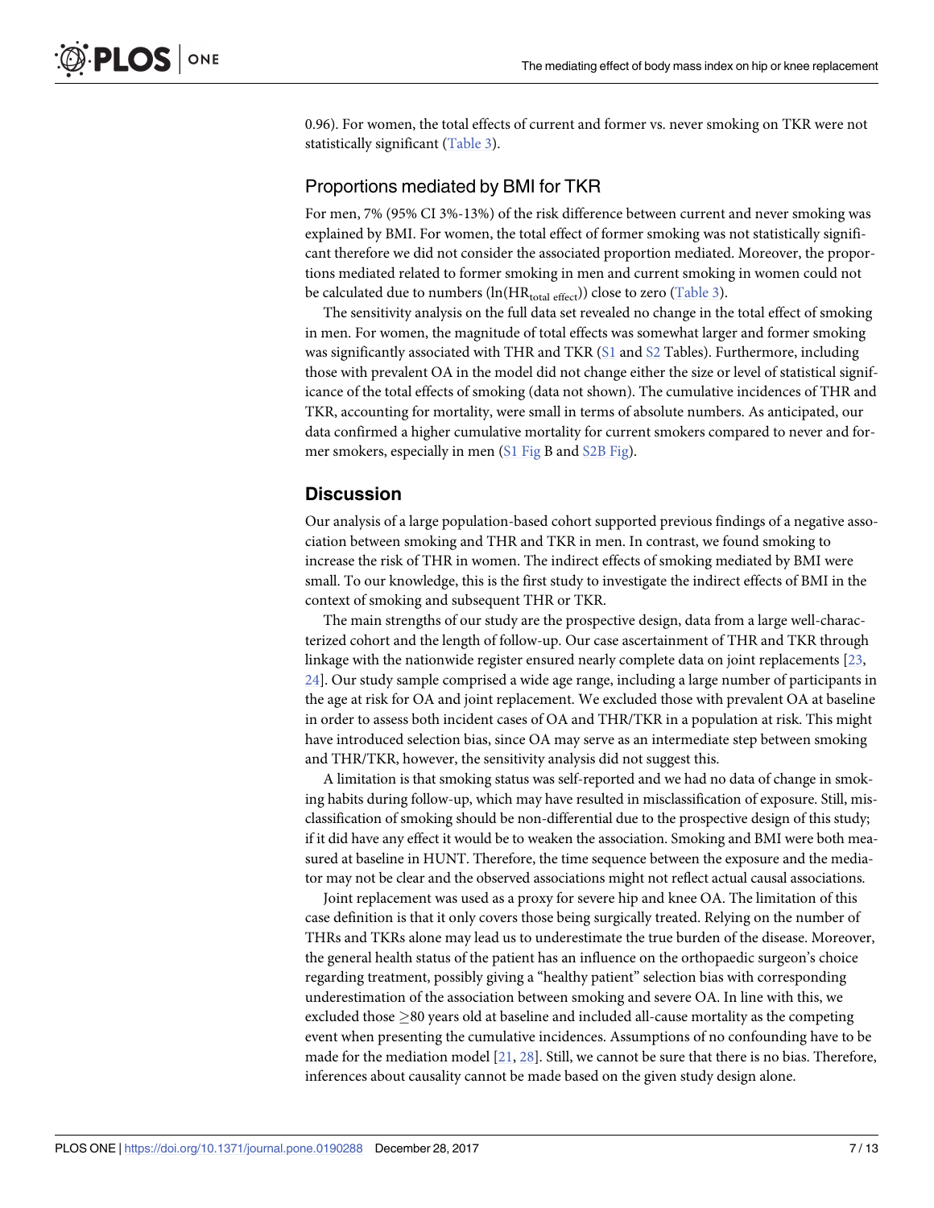0.96). For women, the total effects of current and former vs. never smoking on TKR were not statistically significant (Table 3).

### Proportions mediated by BMI for TKR

For men, 7% (95% CI 3%-13%) of the risk difference between current and never smoking was explained by BMI. For women, the total effect of former smoking was not statistically significant therefore we did not consider the associated proportion mediated. Moreover, the proportions mediated related to former smoking in men and current smoking in women could not be calculated due to numbers ($\ln(HR_{total\ effect})$) close to zero (Table 3).

The sensitivity analysis on the full data set revealed no change in the total effect of smoking in men. For women, the magnitude of total effects was somewhat larger and former smoking was significantly associated with THR and TKR (S1 and S2 Tables). Furthermore, including those with prevalent OA in the model did not change either the size or level of statistical significance of the total effects of smoking (data not shown). The cumulative incidences of THR and TKR, accounting for mortality, were small in terms of absolute numbers. As anticipated, our data confirmed a higher cumulative mortality for current smokers compared to never and former smokers, especially in men (S1 Fig B and S2B Fig).

## Discussion

Our analysis of a large population-based cohort supported previous findings of a negative association between smoking and THR and TKR in men. In contrast, we found smoking to increase the risk of THR in women. The indirect effects of smoking mediated by BMI were small. To our knowledge, this is the first study to investigate the indirect effects of BMI in the context of smoking and subsequent THR or TKR.

The main strengths of our study are the prospective design, data from a large well-characterized cohort and the length of follow-up. Our case ascertainment of THR and TKR through linkage with the nationwide register ensured nearly complete data on joint replacements [23, 24]. Our study sample comprised a wide age range, including a large number of participants in the age at risk for OA and joint replacement. We excluded those with prevalent OA at baseline in order to assess both incident cases of OA and THR/TKR in a population at risk. This might have introduced selection bias, since OA may serve as an intermediate step between smoking and THR/TKR, however, the sensitivity analysis did not suggest this.

A limitation is that smoking status was self-reported and we had no data of change in smoking habits during follow-up, which may have resulted in misclassification of exposure. Still, misclassification of smoking should be non-differential due to the prospective design of this study; if it did have any effect it would be to weaken the association. Smoking and BMI were both measured at baseline in HUNT. Therefore, the time sequence between the exposure and the mediator may not be clear and the observed associations might not reflect actual causal associations.

Joint replacement was used as a proxy for severe hip and knee OA. The limitation of this case definition is that it only covers those being surgically treated. Relying on the number of THRs and TKRs alone may lead us to underestimate the true burden of the disease. Moreover, the general health status of the patient has an influence on the orthopaedic surgeon's choice regarding treatment, possibly giving a "healthy patient" selection bias with corresponding underestimation of the association between smoking and severe OA. In line with this, we excluded those $\geq$80 years old at baseline and included all-cause mortality as the competing event when presenting the cumulative incidences. Assumptions of no confounding have to be made for the mediation model [21, 28]. Still, we cannot be sure that there is no bias. Therefore, inferences about causality cannot be made based on the given study design alone.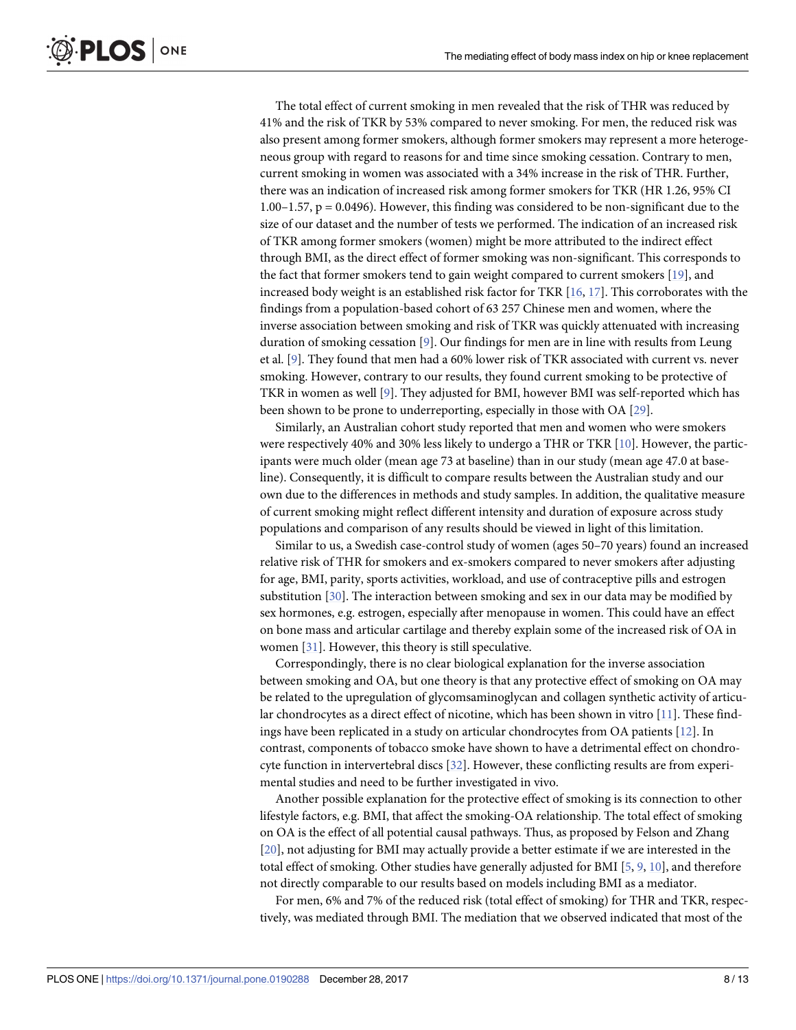The total effect of current smoking in men revealed that the risk of THR was reduced by 41% and the risk of TKR by 53% compared to never smoking. For men, the reduced risk was also present among former smokers, although former smokers may represent a more heterogeneous group with regard to reasons for and time since smoking cessation. Contrary to men, current smoking in women was associated with a 34% increase in the risk of THR. Further, there was an indication of increased risk among former smokers for TKR (HR 1.26, 95% CI 1.00–1.57, $p = 0.0496$). However, this finding was considered to be non-significant due to the size of our dataset and the number of tests we performed. The indication of an increased risk of TKR among former smokers (women) might be more attributed to the indirect effect through BMI, as the direct effect of former smoking was non-significant. This corresponds to the fact that former smokers tend to gain weight compared to current smokers [19], and increased body weight is an established risk factor for TKR [16, 17]. This corroborates with the findings from a population-based cohort of 63 257 Chinese men and women, where the inverse association between smoking and risk of TKR was quickly attenuated with increasing duration of smoking cessation [9]. Our findings for men are in line with results from Leung et al. [9]. They found that men had a 60% lower risk of TKR associated with current vs. never smoking. However, contrary to our results, they found current smoking to be protective of TKR in women as well [9]. They adjusted for BMI, however BMI was self-reported which has been shown to be prone to underreporting, especially in those with OA [29].

Similarly, an Australian cohort study reported that men and women who were smokers were respectively 40% and 30% less likely to undergo a THR or TKR [10]. However, the participants were much older (mean age 73 at baseline) than in our study (mean age 47.0 at baseline). Consequently, it is difficult to compare results between the Australian study and our own due to the differences in methods and study samples. In addition, the qualitative measure of current smoking might reflect different intensity and duration of exposure across study populations and comparison of any results should be viewed in light of this limitation.

Similar to us, a Swedish case-control study of women (ages 50–70 years) found an increased relative risk of THR for smokers and ex-smokers compared to never smokers after adjusting for age, BMI, parity, sports activities, workload, and use of contraceptive pills and estrogen substitution [30]. The interaction between smoking and sex in our data may be modified by sex hormones, e.g. estrogen, especially after menopause in women. This could have an effect on bone mass and articular cartilage and thereby explain some of the increased risk of OA in women [31]. However, this theory is still speculative.

Correspondingly, there is no clear biological explanation for the inverse association between smoking and OA, but one theory is that any protective effect of smoking on OA may be related to the upregulation of glycomsaminoglycan and collagen synthetic activity of articular chondrocytes as a direct effect of nicotine, which has been shown in vitro [11]. These findings have been replicated in a study on articular chondrocytes from OA patients [12]. In contrast, components of tobacco smoke have shown to have a detrimental effect on chondrocyte function in intervertebral discs [32]. However, these conflicting results are from experimental studies and need to be further investigated in vivo.

Another possible explanation for the protective effect of smoking is its connection to other lifestyle factors, e.g. BMI, that affect the smoking-OA relationship. The total effect of smoking on OA is the effect of all potential causal pathways. Thus, as proposed by Felson and Zhang [20], not adjusting for BMI may actually provide a better estimate if we are interested in the total effect of smoking. Other studies have generally adjusted for BMI [5, 9, 10], and therefore not directly comparable to our results based on models including BMI as a mediator.

For men, 6% and 7% of the reduced risk (total effect of smoking) for THR and TKR, respectively, was mediated through BMI. The mediation that we observed indicated that most of the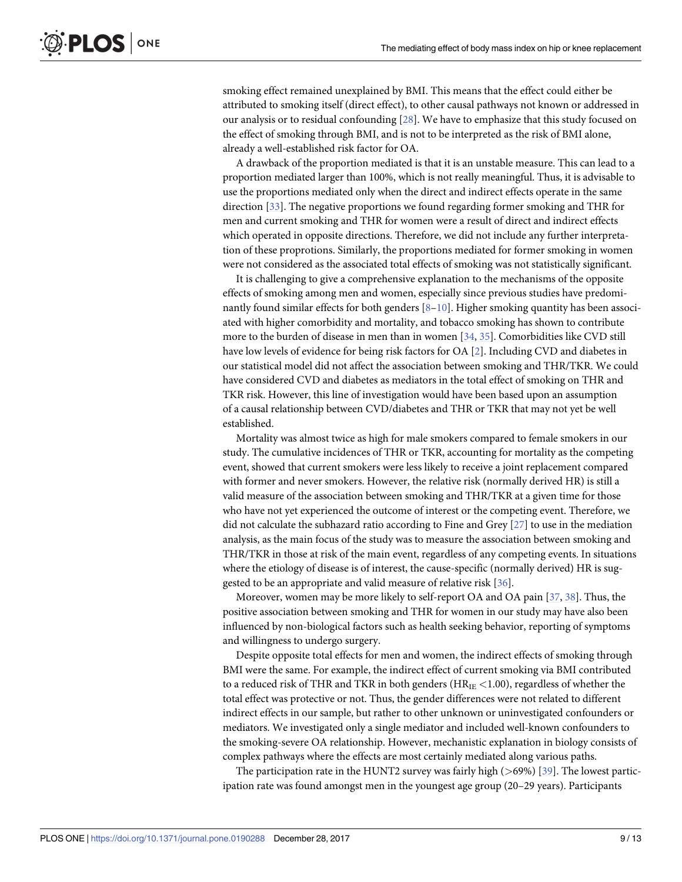smoking effect remained unexplained by BMI. This means that the effect could either be attributed to smoking itself (direct effect), to other causal pathways not known or addressed in our analysis or to residual confounding [28]. We have to emphasize that this study focused on the effect of smoking through BMI, and is not to be interpreted as the risk of BMI alone, already a well-established risk factor for OA.

A drawback of the proportion mediated is that it is an unstable measure. This can lead to a proportion mediated larger than 100%, which is not really meaningful. Thus, it is advisable to use the proportions mediated only when the direct and indirect effects operate in the same direction [33]. The negative proportions we found regarding former smoking and THR for men and current smoking and THR for women were a result of direct and indirect effects which operated in opposite directions. Therefore, we did not include any further interpretation of these proprotions. Similarly, the proportions mediated for former smoking in women were not considered as the associated total effects of smoking was not statistically significant.

It is challenging to give a comprehensive explanation to the mechanisms of the opposite effects of smoking among men and women, especially since previous studies have predominantly found similar effects for both genders [8–10]. Higher smoking quantity has been associated with higher comorbidity and mortality, and tobacco smoking has shown to contribute more to the burden of disease in men than in women [34, 35]. Comorbidities like CVD still have low levels of evidence for being risk factors for OA [2]. Including CVD and diabetes in our statistical model did not affect the association between smoking and THR/TKR. We could have considered CVD and diabetes as mediators in the total effect of smoking on THR and TKR risk. However, this line of investigation would have been based upon an assumption of a causal relationship between CVD/diabetes and THR or TKR that may not yet be well established.

Mortality was almost twice as high for male smokers compared to female smokers in our study. The cumulative incidences of THR or TKR, accounting for mortality as the competing event, showed that current smokers were less likely to receive a joint replacement compared with former and never smokers. However, the relative risk (normally derived HR) is still a valid measure of the association between smoking and THR/TKR at a given time for those who have not yet experienced the outcome of interest or the competing event. Therefore, we did not calculate the subhazard ratio according to Fine and Grey [27] to use in the mediation analysis, as the main focus of the study was to measure the association between smoking and THR/TKR in those at risk of the main event, regardless of any competing events. In situations where the etiology of disease is of interest, the cause-specific (normally derived) HR is suggested to be an appropriate and valid measure of relative risk [36].

Moreover, women may be more likely to self-report OA and OA pain [37, 38]. Thus, the positive association between smoking and THR for women in our study may have also been influenced by non-biological factors such as health seeking behavior, reporting of symptoms and willingness to undergo surgery.

Despite opposite total effects for men and women, the indirect effects of smoking through BMI were the same. For example, the indirect effect of current smoking via BMI contributed to a reduced risk of THR and TKR in both genders ($HR_{IE}$ <1.00), regardless of whether the total effect was protective or not. Thus, the gender differences were not related to different indirect effects in our sample, but rather to other unknown or uninvestigated confounders or mediators. We investigated only a single mediator and included well-known confounders to the smoking-severe OA relationship. However, mechanistic explanation in biology consists of complex pathways where the effects are most certainly mediated along various paths.

The participation rate in the HUNT2 survey was fairly high (>69%) [39]. The lowest participation rate was found amongst men in the youngest age group (20–29 years). Participants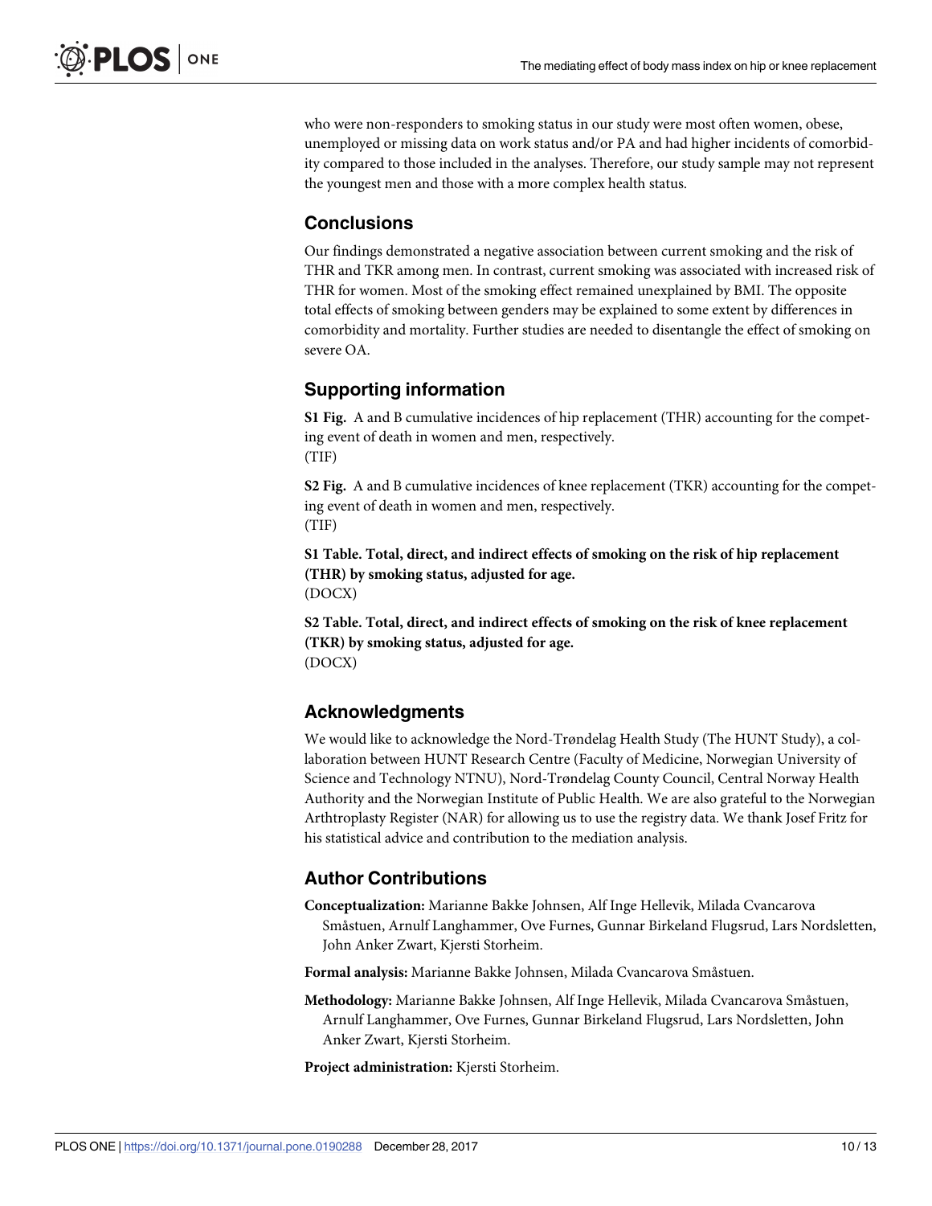who were non-responders to smoking status in our study were most often women, obese, unemployed or missing data on work status and/or PA and had higher incidents of comorbidity compared to those included in the analyses. Therefore, our study sample may not represent the youngest men and those with a more complex health status.

## Conclusions

Our findings demonstrated a negative association between current smoking and the risk of THR and TKR among men. In contrast, current smoking was associated with increased risk of THR for women. Most of the smoking effect remained unexplained by BMI. The opposite total effects of smoking between genders may be explained to some extent by differences in comorbidity and mortality. Further studies are needed to disentangle the effect of smoking on severe OA.

## Supporting information

**S1 Fig.** A and B cumulative incidences of hip replacement (THR) accounting for the competing event of death in women and men, respectively.
(TIF)

**S2 Fig.** A and B cumulative incidences of knee replacement (TKR) accounting for the competing event of death in women and men, respectively.
(TIF)

**S1 Table. Total, direct, and indirect effects of smoking on the risk of hip replacement (THR) by smoking status, adjusted for age.**
(DOCX)

**S2 Table. Total, direct, and indirect effects of smoking on the risk of knee replacement (TKR) by smoking status, adjusted for age.**
(DOCX)

## Acknowledgments

We would like to acknowledge the Nord-Trøndelag Health Study (The HUNT Study), a collaboration between HUNT Research Centre (Faculty of Medicine, Norwegian University of Science and Technology NTNU), Nord-Trøndelag County Council, Central Norway Health Authority and the Norwegian Institute of Public Health. We are also grateful to the Norwegian Arthroplasty Register (NAR) for allowing us to use the registry data. We thank Josef Fritz for his statistical advice and contribution to the mediation analysis.

## Author Contributions

**Conceptualization:** Marianne Bakke Johnsen, Alf Inge Hellevik, Milada Cvancarova Småstuen, Arnulf Langhammer, Ove Furnes, Gunnar Birkeland Flugsrud, Lars Nordsletten, John Anker Zwart, Kjersti Storheim.

**Formal analysis:** Marianne Bakke Johnsen, Milada Cvancarova Småstuen.

**Methodology:** Marianne Bakke Johnsen, Alf Inge Hellevik, Milada Cvancarova Småstuen, Arnulf Langhammer, Ove Furnes, Gunnar Birkeland Flugsrud, Lars Nordsletten, John Anker Zwart, Kjersti Storheim.

**Project administration:** Kjersti Storheim.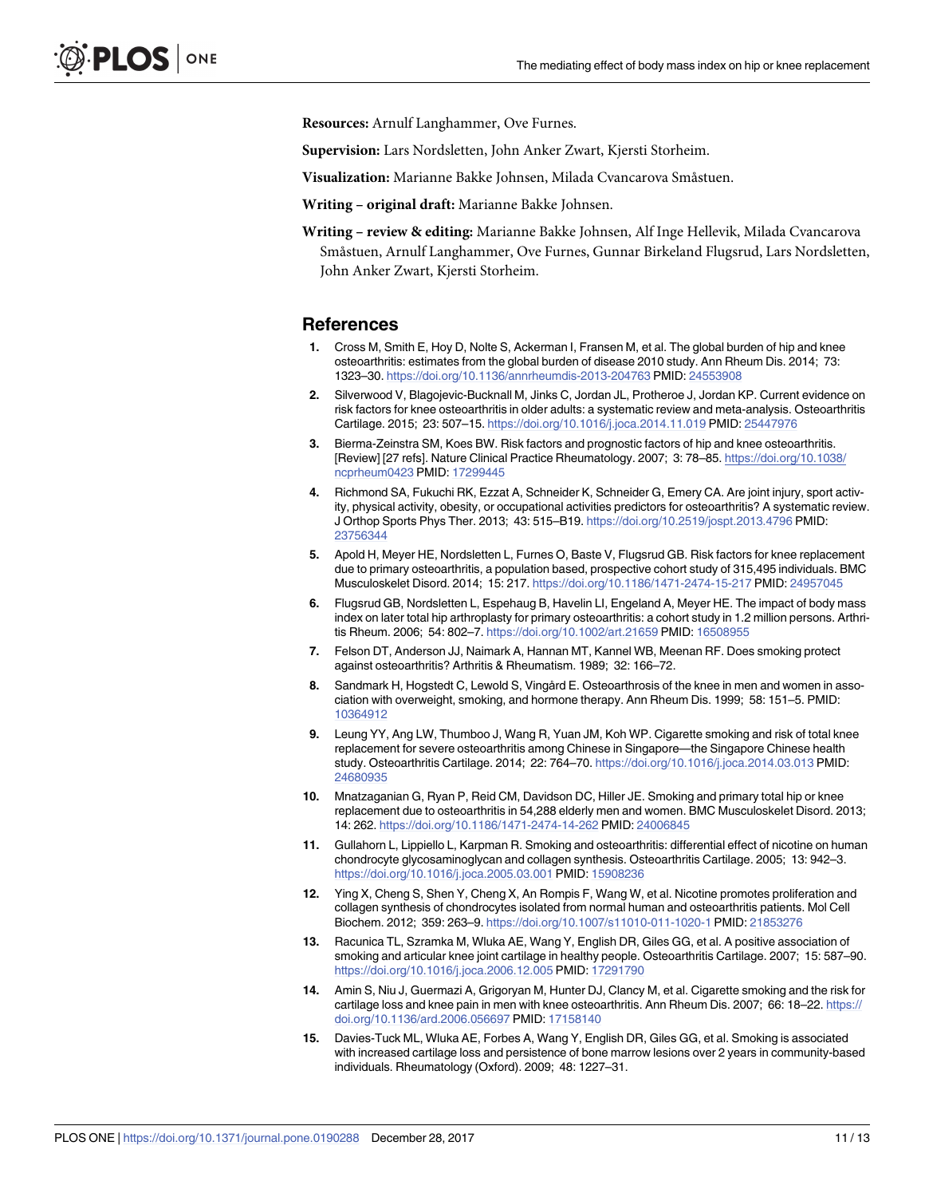**Resources:** Arnulf Langhammer, Ove Furnes.

**Supervision:** Lars Nordsletten, John Anker Zwart, Kjersti Storheim.

**Visualization:** Marianne Bakke Johnsen, Milada Cvancarova Småstuen.

**Writing – original draft:** Marianne Bakke Johnsen.

**Writing – review & editing:** Marianne Bakke Johnsen, Alf Inge Hellevik, Milada Cvancarova Småstuen, Arnulf Langhammer, Ove Furnes, Gunnar Birkeland Flugsrud, Lars Nordsletten, John Anker Zwart, Kjersti Storheim.

## References

1. Cross M, Smith E, Hoy D, Nolte S, Ackerman I, Fransen M, et al. The global burden of hip and knee osteoarthritis: estimates from the global burden of disease 2010 study. Ann Rheum Dis. 2014; 73: 1323–30. https://doi.org/10.1136/annrheumdis-2013-204763 PMID: 24553908
2. Silverwood V, Blagojevic-Bucknall M, Jinks C, Jordan JL, Protheroe J, Jordan KP. Current evidence on risk factors for knee osteoarthritis in older adults: a systematic review and meta-analysis. Osteoarthritis Cartilage. 2015; 23: 507–15. https://doi.org/10.1016/j.joca.2014.11.019 PMID: 25447976
3. Bierma-Zeinstra SM, Koes BW. Risk factors and prognostic factors of hip and knee osteoarthritis. [Review] [27 refs]. Nature Clinical Practice Rheumatology. 2007; 3: 78–85. https://doi.org/10.1038/ncprheum0423 PMID: 17299445
4. Richmond SA, Fukuchi RK, Ezzat A, Schneider K, Schneider G, Emery CA. Are joint injury, sport activity, physical activity, obesity, or occupational activities predictors for osteoarthritis? A systematic review. J Orthop Sports Phys Ther. 2013; 43: 515–B19. https://doi.org/10.2519/jospt.2013.4796 PMID: 23756344
5. Apold H, Meyer HE, Nordsletten L, Furnes O, Baste V, Flugsrud GB. Risk factors for knee replacement due to primary osteoarthritis, a population based, prospective cohort study of 315,495 individuals. BMC Musculoskelet Disord. 2014; 15: 217. https://doi.org/10.1186/1471-2474-15-217 PMID: 24957045
6. Flugsrud GB, Nordsletten L, Espehaug B, Havelin LI, Engeland A, Meyer HE. The impact of body mass index on later total hip arthroplasty for primary osteoarthritis: a cohort study in 1.2 million persons. Arthritis Rheum. 2006; 54: 802–7. https://doi.org/10.1002/art.21659 PMID: 16508955
7. Felson DT, Anderson JJ, Naimark A, Hannan MT, Kannel WB, Meenan RF. Does smoking protect against osteoarthritis? Arthritis & Rheumatism. 1989; 32: 166–72.
8. Sandmark H, Hogstedt C, Lewold S, Vingård E. Osteoarthrosis of the knee in men and women in association with overweight, smoking, and hormone therapy. Ann Rheum Dis. 1999; 58: 151–5. PMID: 10364912
9. Leung YY, Ang LW, Thumboo J, Wang R, Yuan JM, Koh WP. Cigarette smoking and risk of total knee replacement for severe osteoarthritis among Chinese in Singapore—the Singapore Chinese health study. Osteoarthritis Cartilage. 2014; 22: 764–70. https://doi.org/10.1016/j.joca.2014.03.013 PMID: 24680935
10. Mnatzaganian G, Ryan P, Reid CM, Davidson DC, Hiller JE. Smoking and primary total hip or knee replacement due to osteoarthritis in 54,288 elderly men and women. BMC Musculoskelet Disord. 2013; 14: 262. https://doi.org/10.1186/1471-2474-14-262 PMID: 24006845
11. Gullahorn L, Lippiello L, Karpman R. Smoking and osteoarthritis: differential effect of nicotine on human chondrocyte glycosaminoglycan and collagen synthesis. Osteoarthritis Cartilage. 2005; 13: 942–3. https://doi.org/10.1016/j.joca.2005.03.001 PMID: 15908236
12. Ying X, Cheng S, Shen Y, Cheng X, An Rompis F, Wang W, et al. Nicotine promotes proliferation and collagen synthesis of chondrocytes isolated from normal human and osteoarthritis patients. Mol Cell Biochem. 2012; 359: 263–9. https://doi.org/10.1007/s11010-011-1020-1 PMID: 21853276
13. Racunica TL, Szramka M, Wluka AE, Wang Y, English DR, Giles GG, et al. A positive association of smoking and articular knee joint cartilage in healthy people. Osteoarthritis Cartilage. 2007; 15: 587–90. https://doi.org/10.1016/j.joca.2006.12.005 PMID: 17291790
14. Amin S, Niu J, Guermazi A, Grigoryan M, Hunter DJ, Clancy M, et al. Cigarette smoking and the risk for cartilage loss and knee pain in men with knee osteoarthritis. Ann Rheum Dis. 2007; 66: 18–22. https://doi.org/10.1136/ard.2006.056697 PMID: 17158140
15. Davies-Tuck ML, Wluka AE, Forbes A, Wang Y, English DR, Giles GG, et al. Smoking is associated with increased cartilage loss and persistence of bone marrow lesions over 2 years in community-based individuals. Rheumatology (Oxford). 2009; 48: 1227–31.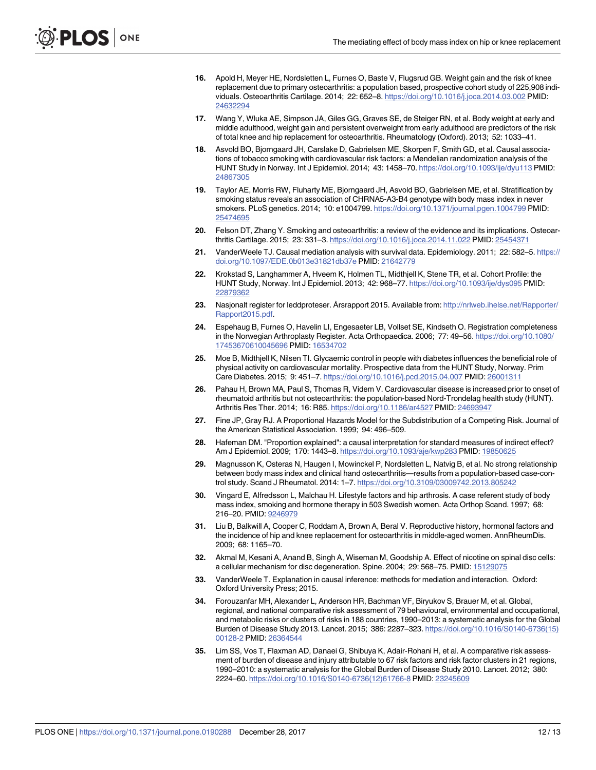16. Apold H, Meyer HE, Nordsletten L, Furnes O, Baste V, Flugsrud GB. Weight gain and the risk of knee replacement due to primary osteoarthritis: a population based, prospective cohort study of 225,908 individuals. Osteoarthritis Cartilage. 2014; 22: 652–8. https://doi.org/10.1016/j.joca.2014.03.002 PMID: 24632294

17. Wang Y, Wluka AE, Simpson JA, Giles GG, Graves SE, de Steiger RN, et al. Body weight at early and middle adulthood, weight gain and persistent overweight from early adulthood are predictors of the risk of total knee and hip replacement for osteoarthritis. Rheumatology (Oxford). 2013; 52: 1033–41.

18. Asvold BO, Bjorngaard JH, Carslake D, Gabrielsen ME, Skorpen F, Smith GD, et al. Causal associations of tobacco smoking with cardiovascular risk factors: a Mendelian randomization analysis of the HUNT Study in Norway. Int J Epidemiol. 2014; 43: 1458–70. https://doi.org/10.1093/ije/dyu113 PMID: 24867305

19. Taylor AE, Morris RW, Fluharty ME, Bjorngaard JH, Asvold BO, Gabrielsen ME, et al. Stratification by smoking status reveals an association of CHRNA5-A3-B4 genotype with body mass index in never smokers. PLoS genetics. 2014; 10: e1004799. https://doi.org/10.1371/journal.pgen.1004799 PMID: 25474695

20. Felson DT, Zhang Y. Smoking and osteoarthritis: a review of the evidence and its implications. Osteoarthritis Cartilage. 2015; 23: 331–3. https://doi.org/10.1016/j.joca.2014.11.022 PMID: 25454371

21. VanderWeele TJ. Causal mediation analysis with survival data. Epidemiology. 2011; 22: 582–5. https://doi.org/10.1097/EDE.0b013e31821db37e PMID: 21642779

22. Krokstad S, Langhammer A, Hveem K, Holmen TL, Midthjell K, Stene TR, et al. Cohort Profile: the HUNT Study, Norway. Int J Epidemiol. 2013; 42: 968–77. https://doi.org/10.1093/ije/dys095 PMID: 22879362

23. Nasjonalt register for leddproteser. Årsrapport 2015. Available from: http://nrlweb.ihelse.net/Rapporter/Rapport2015.pdf.

24. Espehaug B, Furnes O, Havelin LI, Engesaeter LB, Vollset SE, Kindseth O. Registration completeness in the Norwegian Arthroplasty Register. Acta Orthopaedica. 2006; 77: 49–56. https://doi.org/10.1080/17453670610045696 PMID: 16534702

25. Moe B, Midthjell K, Nilsen TI. Glycaemic control in people with diabetes influences the beneficial role of physical activity on cardiovascular mortality. Prospective data from the HUNT Study, Norway. Prim Care Diabetes. 2015; 9: 451–7. https://doi.org/10.1016/j.pcd.2015.04.007 PMID: 26001311

26. Pahau H, Brown MA, Paul S, Thomas R, Videm V. Cardiovascular disease is increased prior to onset of rheumatoid arthritis but not osteoarthritis: the population-based Nord-Trondelag health study (HUNT). Arthritis Res Ther. 2014; 16: R85. https://doi.org/10.1186/ar4527 PMID: 24693947

27. Fine JP, Gray RJ. A Proportional Hazards Model for the Subdistribution of a Competing Risk. Journal of the American Statistical Association. 1999; 94: 496–509.

28. Hafeman DM. "Proportion explained": a causal interpretation for standard measures of indirect effect? Am J Epidemiol. 2009; 170: 1443–8. https://doi.org/10.1093/aje/kwp283 PMID: 19850625

29. Magnusson K, Osteras N, Haugen I, Mowinckel P, Nordsletten L, Natvig B, et al. No strong relationship between body mass index and clinical hand osteoarthritis—results from a population-based case-control study. Scand J Rheumatol. 2014: 1–7. https://doi.org/10.3109/03009742.2013.805242

30. Vingard E, Alfredsson L, Malchau H. Lifestyle factors and hip arthrosis. A case referent study of body mass index, smoking and hormone therapy in 503 Swedish women. Acta Orthop Scand. 1997; 68: 216–20. PMID: 9246979

31. Liu B, Balkwill A, Cooper C, Roddam A, Brown A, Beral V. Reproductive history, hormonal factors and the incidence of hip and knee replacement for osteoarthritis in middle-aged women. AnnRheumDis. 2009; 68: 1165–70.

32. Akmal M, Kesani A, Anand B, Singh A, Wiseman M, Goodship A. Effect of nicotine on spinal disc cells: a cellular mechanism for disc degeneration. Spine. 2004; 29: 568–75. PMID: 15129075

33. VanderWeele T. Explanation in causal inference: methods for mediation and interaction. Oxford: Oxford University Press; 2015.

34. Forouzanfar MH, Alexander L, Anderson HR, Bachman VF, Biryukov S, Brauer M, et al. Global, regional, and national comparative risk assessment of 79 behavioural, environmental and occupational, and metabolic risks or clusters of risks in 188 countries, 1990–2013: a systematic analysis for the Global Burden of Disease Study 2013. Lancet. 2015; 386: 2287–323. https://doi.org/10.1016/S0140-6736(15)00128-2 PMID: 26364544

35. Lim SS, Vos T, Flaxman AD, Danaei G, Shibuya K, Adair-Rohani H, et al. A comparative risk assessment of burden of disease and injury attributable to 67 risk factors and risk factor clusters in 21 regions, 1990–2010: a systematic analysis for the Global Burden of Disease Study 2010. Lancet. 2012; 380: 2224–60. https://doi.org/10.1016/S0140-6736(12)61766-8 PMID: 23245609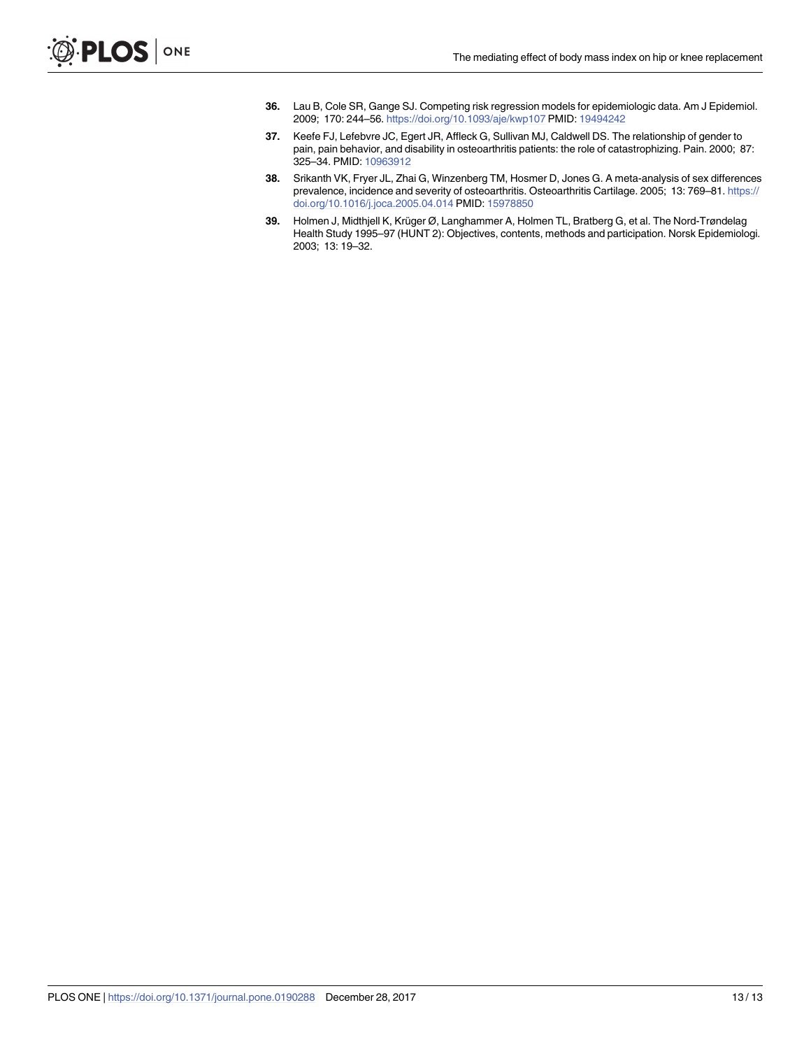36. Lau B, Cole SR, Gange SJ. Competing risk regression models for epidemiologic data. Am J Epidemiol. 2009; 170: 244–56. https://doi.org/10.1093/aje/kwp107 PMID: 19494242

37. Keefe FJ, Lefebvre JC, Egert JR, Affleck G, Sullivan MJ, Caldwell DS. The relationship of gender to pain, pain behavior, and disability in osteoarthritis patients: the role of catastrophizing. Pain. 2000; 87: 325–34. PMID: 10963912

38. Srikanth VK, Fryer JL, Zhai G, Winzenberg TM, Hosmer D, Jones G. A meta-analysis of sex differences prevalence, incidence and severity of osteoarthritis. Osteoarthritis Cartilage. 2005; 13: 769–81. https://doi.org/10.1016/j.joca.2005.04.014 PMID: 15978850

39. Holmen J, Midthjell K, Krüger Ø, Langhammer A, Holmen TL, Bratberg G, et al. The Nord-Trøndelag Health Study 1995–97 (HUNT 2): Objectives, contents, methods and participation. Norsk Epidemiologi. 2003; 13: 19–32.